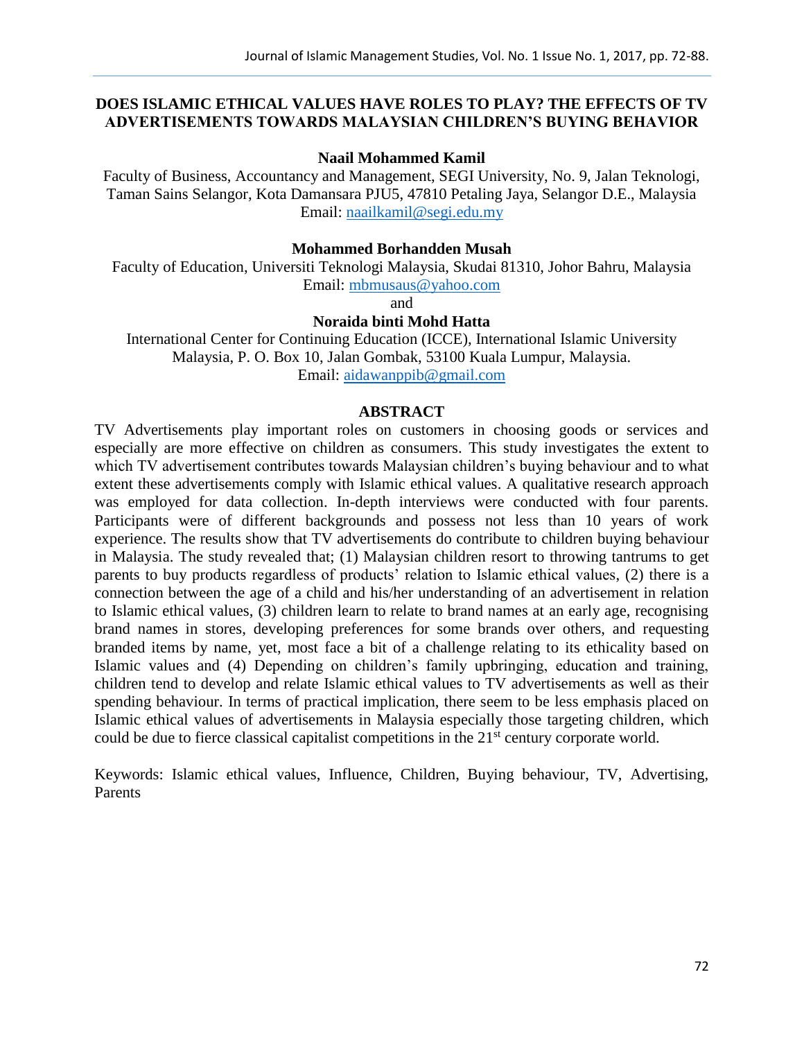# DOES ISLAMIC ETHICAL VALUES HAVE ROLES TO PLAY? THE EFFECTS OF TV ADVERTISEMENTS TOWARDS MALAYSIAN CHILDREN'S BUYING BEHAVIOR

**Naail Mohammed Kamil**

Faculty of Business, Accountancy and Management, SEGI University, No. 9, Jalan Teknologi, Taman Sains Selangor, Kota Damansara PJU5, 47810 Petaling Jaya, Selangor D.E., Malaysia
Email: naailkamil@segi.edu.my

**Mohammed Borhandden Musah**

Faculty of Education, Universiti Teknologi Malaysia, Skudai 81310, Johor Bahru, Malaysia
Email: mbmusaus@yahoo.com

and

**Noraida binti Mohd Hatta**

International Center for Continuing Education (ICCE), International Islamic University Malaysia, P. O. Box 10, Jalan Gombak, 53100 Kuala Lumpur, Malaysia.
Email: aidawanppib@gmail.com

## ABSTRACT

TV Advertisements play important roles on customers in choosing goods or services and especially are more effective on children as consumers. This study investigates the extent to which TV advertisement contributes towards Malaysian children's buying behaviour and to what extent these advertisements comply with Islamic ethical values. A qualitative research approach was employed for data collection. In-depth interviews were conducted with four parents. Participants were of different backgrounds and possess not less than 10 years of work experience. The results show that TV advertisements do contribute to children buying behaviour in Malaysia. The study revealed that; (1) Malaysian children resort to throwing tantrums to get parents to buy products regardless of products' relation to Islamic ethical values, (2) there is a connection between the age of a child and his/her understanding of an advertisement in relation to Islamic ethical values, (3) children learn to relate to brand names at an early age, recognising brand names in stores, developing preferences for some brands over others, and requesting branded items by name, yet, most face a bit of a challenge relating to its ethicality based on Islamic values and (4) Depending on children's family upbringing, education and training, children tend to develop and relate Islamic ethical values to TV advertisements as well as their spending behaviour. In terms of practical implication, there seem to be less emphasis placed on Islamic ethical values of advertisements in Malaysia especially those targeting children, which could be due to fierce classical capitalist competitions in the 21st century corporate world.

Keywords: Islamic ethical values, Influence, Children, Buying behaviour, TV, Advertising, Parents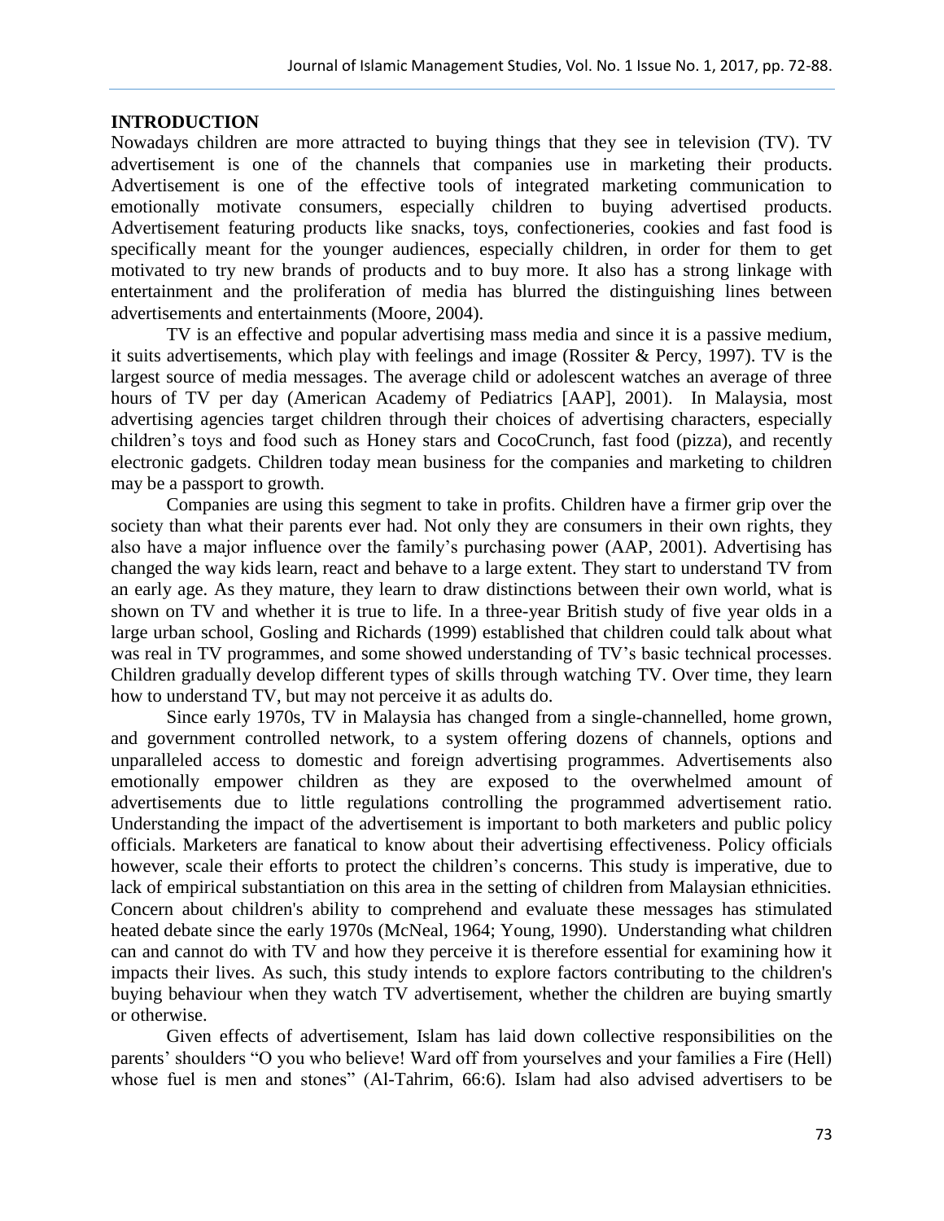## INTRODUCTION

Nowadays children are more attracted to buying things that they see in television (TV). TV advertisement is one of the channels that companies use in marketing their products. Advertisement is one of the effective tools of integrated marketing communication to emotionally motivate consumers, especially children to buying advertised products. Advertisement featuring products like snacks, toys, confectioneries, cookies and fast food is specifically meant for the younger audiences, especially children, in order for them to get motivated to try new brands of products and to buy more. It also has a strong linkage with entertainment and the proliferation of media has blurred the distinguishing lines between advertisements and entertainments (Moore, 2004).

TV is an effective and popular advertising mass media and since it is a passive medium, it suits advertisements, which play with feelings and image (Rossiter & Percy, 1997). TV is the largest source of media messages. The average child or adolescent watches an average of three hours of TV per day (American Academy of Pediatrics [AAP], 2001). In Malaysia, most advertising agencies target children through their choices of advertising characters, especially children's toys and food such as Honey stars and CocoCrunch, fast food (pizza), and recently electronic gadgets. Children today mean business for the companies and marketing to children may be a passport to growth.

Companies are using this segment to take in profits. Children have a firmer grip over the society than what their parents ever had. Not only they are consumers in their own rights, they also have a major influence over the family's purchasing power (AAP, 2001). Advertising has changed the way kids learn, react and behave to a large extent. They start to understand TV from an early age. As they mature, they learn to draw distinctions between their own world, what is shown on TV and whether it is true to life. In a three-year British study of five year olds in a large urban school, Gosling and Richards (1999) established that children could talk about what was real in TV programmes, and some showed understanding of TV's basic technical processes. Children gradually develop different types of skills through watching TV. Over time, they learn how to understand TV, but may not perceive it as adults do.

Since early 1970s, TV in Malaysia has changed from a single-channelled, home grown, and government controlled network, to a system offering dozens of channels, options and unparalleled access to domestic and foreign advertising programmes. Advertisements also emotionally empower children as they are exposed to the overwhelmed amount of advertisements due to little regulations controlling the programmed advertisement ratio. Understanding the impact of the advertisement is important to both marketers and public policy officials. Marketers are fanatical to know about their advertising effectiveness. Policy officials however, scale their efforts to protect the children's concerns. This study is imperative, due to lack of empirical substantiation on this area in the setting of children from Malaysian ethnicities. Concern about children's ability to comprehend and evaluate these messages has stimulated heated debate since the early 1970s (McNeal, 1964; Young, 1990). Understanding what children can and cannot do with TV and how they perceive it is therefore essential for examining how it impacts their lives. As such, this study intends to explore factors contributing to the children's buying behaviour when they watch TV advertisement, whether the children are buying smartly or otherwise.

Given effects of advertisement, Islam has laid down collective responsibilities on the parents' shoulders "O you who believe! Ward off from yourselves and your families a Fire (Hell) whose fuel is men and stones" (Al-Tahrim, 66:6). Islam had also advised advertisers to be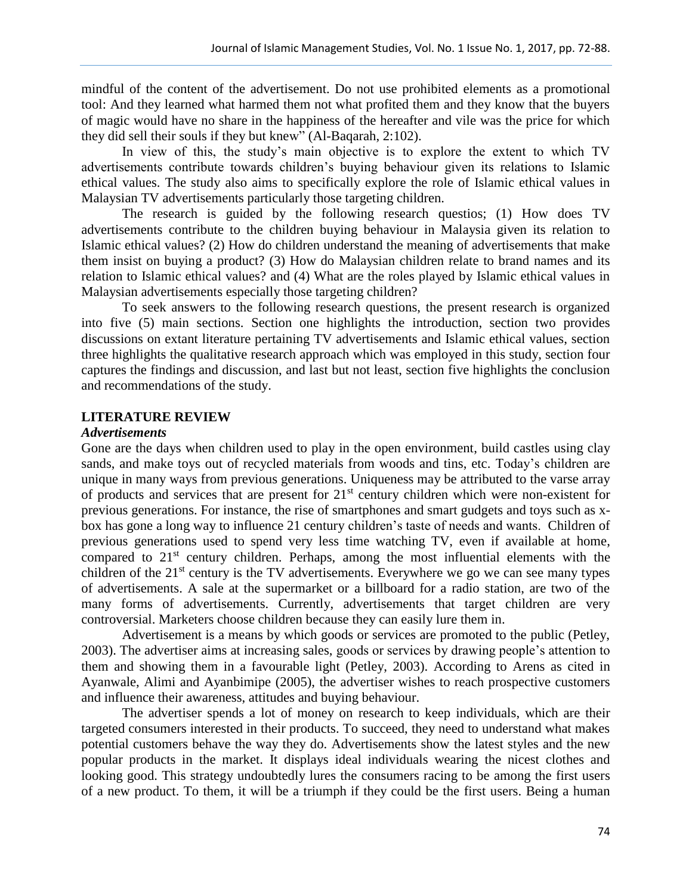mindful of the content of the advertisement. Do not use prohibited elements as a promotional tool: And they learned what harmed them not what profited them and they know that the buyers of magic would have no share in the happiness of the hereafter and vile was the price for which they did sell their souls if they but knew" (Al-Baqarah, 2:102).

In view of this, the study's main objective is to explore the extent to which TV advertisements contribute towards children's buying behaviour given its relations to Islamic ethical values. The study also aims to specifically explore the role of Islamic ethical values in Malaysian TV advertisements particularly those targeting children.

The research is guided by the following research questios; (1) How does TV advertisements contribute to the children buying behaviour in Malaysia given its relation to Islamic ethical values? (2) How do children understand the meaning of advertisements that make them insist on buying a product? (3) How do Malaysian children relate to brand names and its relation to Islamic ethical values? and (4) What are the roles played by Islamic ethical values in Malaysian advertisements especially those targeting children?

To seek answers to the following research questions, the present research is organized into five (5) main sections. Section one highlights the introduction, section two provides discussions on extant literature pertaining TV advertisements and Islamic ethical values, section three highlights the qualitative research approach which was employed in this study, section four captures the findings and discussion, and last but not least, section five highlights the conclusion and recommendations of the study.

## LITERATURE REVIEW

### *Advertisements*

Gone are the days when children used to play in the open environment, build castles using clay sands, and make toys out of recycled materials from woods and tins, etc. Today's children are unique in many ways from previous generations. Uniqueness may be attributed to the varse array of products and services that are present for 21st century children which were non-existent for previous generations. For instance, the rise of smartphones and smart gudgets and toys such as x-box has gone a long way to influence 21 century children's taste of needs and wants. Children of previous generations used to spend very less time watching TV, even if available at home, compared to 21st century children. Perhaps, among the most influential elements with the children of the 21st century is the TV advertisements. Everywhere we go we can see many types of advertisements. A sale at the supermarket or a billboard for a radio station, are two of the many forms of advertisements. Currently, advertisements that target children are very controversial. Marketers choose children because they can easily lure them in.

Advertisement is a means by which goods or services are promoted to the public (Petley, 2003). The advertiser aims at increasing sales, goods or services by drawing people's attention to them and showing them in a favourable light (Petley, 2003). According to Arens as cited in Ayanwale, Alimi and Ayanbimipe (2005), the advertiser wishes to reach prospective customers and influence their awareness, attitudes and buying behaviour.

The advertiser spends a lot of money on research to keep individuals, which are their targeted consumers interested in their products. To succeed, they need to understand what makes potential customers behave the way they do. Advertisements show the latest styles and the new popular products in the market. It displays ideal individuals wearing the nicest clothes and looking good. This strategy undoubtedly lures the consumers racing to be among the first users of a new product. To them, it will be a triumph if they could be the first users. Being a human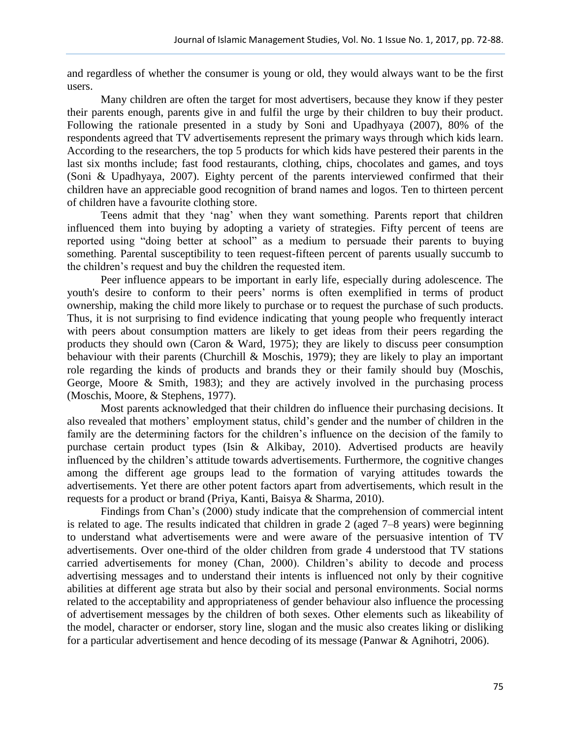and regardless of whether the consumer is young or old, they would always want to be the first users.

Many children are often the target for most advertisers, because they know if they pester their parents enough, parents give in and fulfil the urge by their children to buy their product. Following the rationale presented in a study by Soni and Upadhyaya (2007), 80% of the respondents agreed that TV advertisements represent the primary ways through which kids learn. According to the researchers, the top 5 products for which kids have pestered their parents in the last six months include; fast food restaurants, clothing, chips, chocolates and games, and toys (Soni & Upadhyaya, 2007). Eighty percent of the parents interviewed confirmed that their children have an appreciable good recognition of brand names and logos. Ten to thirteen percent of children have a favourite clothing store.

Teens admit that they 'nag' when they want something. Parents report that children influenced them into buying by adopting a variety of strategies. Fifty percent of teens are reported using "doing better at school" as a medium to persuade their parents to buying something. Parental susceptibility to teen request-fifteen percent of parents usually succumb to the children's request and buy the children the requested item.

Peer influence appears to be important in early life, especially during adolescence. The youth's desire to conform to their peers' norms is often exemplified in terms of product ownership, making the child more likely to purchase or to request the purchase of such products. Thus, it is not surprising to find evidence indicating that young people who frequently interact with peers about consumption matters are likely to get ideas from their peers regarding the products they should own (Caron & Ward, 1975); they are likely to discuss peer consumption behaviour with their parents (Churchill & Moschis, 1979); they are likely to play an important role regarding the kinds of products and brands they or their family should buy (Moschis, George, Moore & Smith, 1983); and they are actively involved in the purchasing process (Moschis, Moore, & Stephens, 1977).

Most parents acknowledged that their children do influence their purchasing decisions. It also revealed that mothers' employment status, child's gender and the number of children in the family are the determining factors for the children's influence on the decision of the family to purchase certain product types (Isin & Alkibay, 2010). Advertised products are heavily influenced by the children's attitude towards advertisements. Furthermore, the cognitive changes among the different age groups lead to the formation of varying attitudes towards the advertisements. Yet there are other potent factors apart from advertisements, which result in the requests for a product or brand (Priya, Kanti, Baisya & Sharma, 2010).

Findings from Chan's (2000) study indicate that the comprehension of commercial intent is related to age. The results indicated that children in grade 2 (aged 7–8 years) were beginning to understand what advertisements were and were aware of the persuasive intention of TV advertisements. Over one-third of the older children from grade 4 understood that TV stations carried advertisements for money (Chan, 2000). Children's ability to decode and process advertising messages and to understand their intents is influenced not only by their cognitive abilities at different age strata but also by their social and personal environments. Social norms related to the acceptability and appropriateness of gender behaviour also influence the processing of advertisement messages by the children of both sexes. Other elements such as likeability of the model, character or endorser, story line, slogan and the music also creates liking or disliking for a particular advertisement and hence decoding of its message (Panwar & Agnihotri, 2006).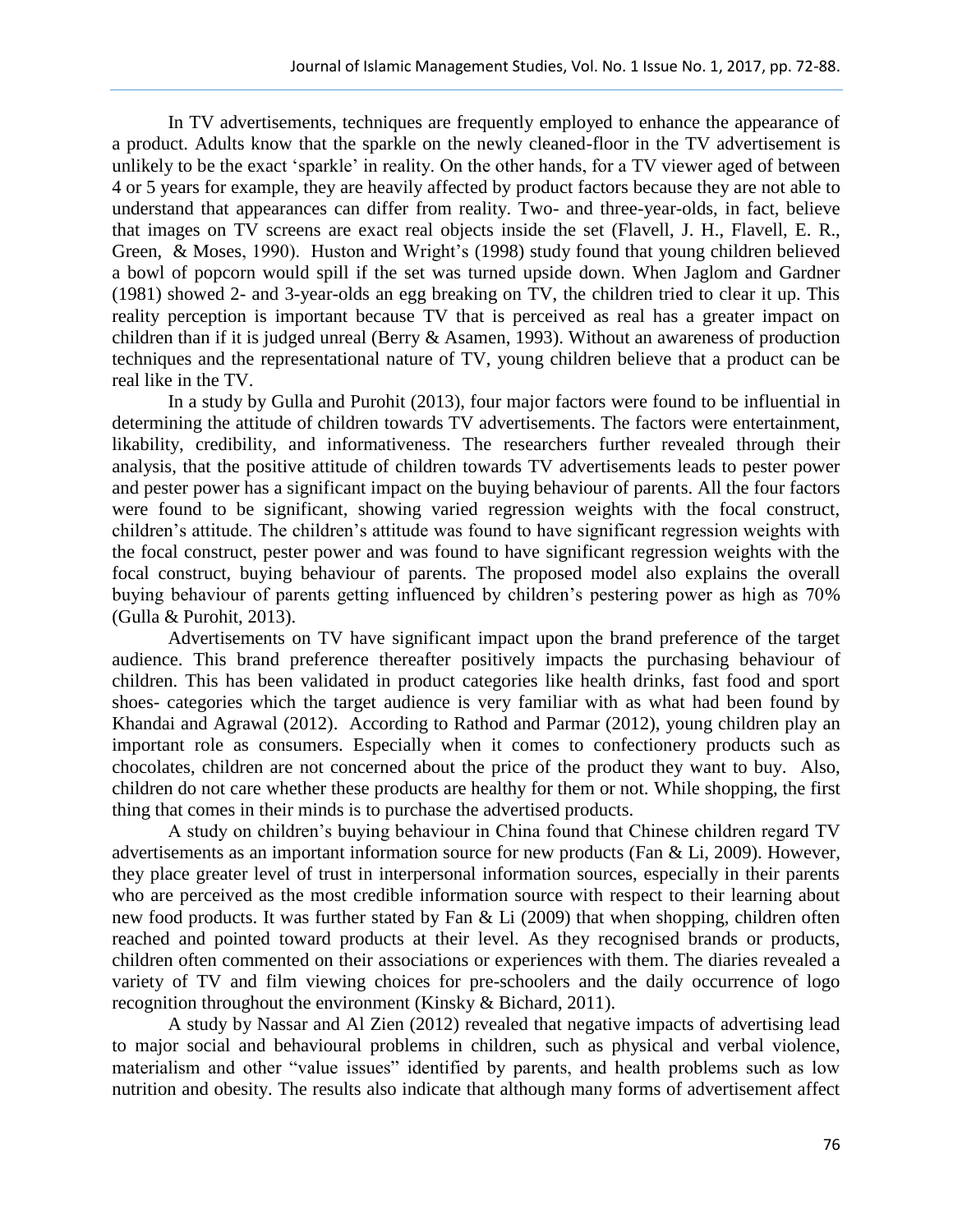In TV advertisements, techniques are frequently employed to enhance the appearance of a product. Adults know that the sparkle on the newly cleaned-floor in the TV advertisement is unlikely to be the exact 'sparkle' in reality. On the other hands, for a TV viewer aged of between 4 or 5 years for example, they are heavily affected by product factors because they are not able to understand that appearances can differ from reality. Two- and three-year-olds, in fact, believe that images on TV screens are exact real objects inside the set (Flavell, J. H., Flavell, E. R., Green, & Moses, 1990). Huston and Wright's (1998) study found that young children believed a bowl of popcorn would spill if the set was turned upside down. When Jaglom and Gardner (1981) showed 2- and 3-year-olds an egg breaking on TV, the children tried to clear it up. This reality perception is important because TV that is perceived as real has a greater impact on children than if it is judged unreal (Berry & Asamen, 1993). Without an awareness of production techniques and the representational nature of TV, young children believe that a product can be real like in the TV.

In a study by Gulla and Purohit (2013), four major factors were found to be influential in determining the attitude of children towards TV advertisements. The factors were entertainment, likability, credibility, and informativeness. The researchers further revealed through their analysis, that the positive attitude of children towards TV advertisements leads to pester power and pester power has a significant impact on the buying behaviour of parents. All the four factors were found to be significant, showing varied regression weights with the focal construct, children's attitude. The children's attitude was found to have significant regression weights with the focal construct, pester power and was found to have significant regression weights with the focal construct, buying behaviour of parents. The proposed model also explains the overall buying behaviour of parents getting influenced by children's pestering power as high as 70% (Gulla & Purohit, 2013).

Advertisements on TV have significant impact upon the brand preference of the target audience. This brand preference thereafter positively impacts the purchasing behaviour of children. This has been validated in product categories like health drinks, fast food and sport shoes- categories which the target audience is very familiar with as what had been found by Khandai and Agrawal (2012). According to Rathod and Parmar (2012), young children play an important role as consumers. Especially when it comes to confectionery products such as chocolates, children are not concerned about the price of the product they want to buy. Also, children do not care whether these products are healthy for them or not. While shopping, the first thing that comes in their minds is to purchase the advertised products.

A study on children's buying behaviour in China found that Chinese children regard TV advertisements as an important information source for new products (Fan & Li, 2009). However, they place greater level of trust in interpersonal information sources, especially in their parents who are perceived as the most credible information source with respect to their learning about new food products. It was further stated by Fan & Li (2009) that when shopping, children often reached and pointed toward products at their level. As they recognised brands or products, children often commented on their associations or experiences with them. The diaries revealed a variety of TV and film viewing choices for pre-schoolers and the daily occurrence of logo recognition throughout the environment (Kinsky & Bichard, 2011).

A study by Nassar and Al Zien (2012) revealed that negative impacts of advertising lead to major social and behavioural problems in children, such as physical and verbal violence, materialism and other "value issues" identified by parents, and health problems such as low nutrition and obesity. The results also indicate that although many forms of advertisement affect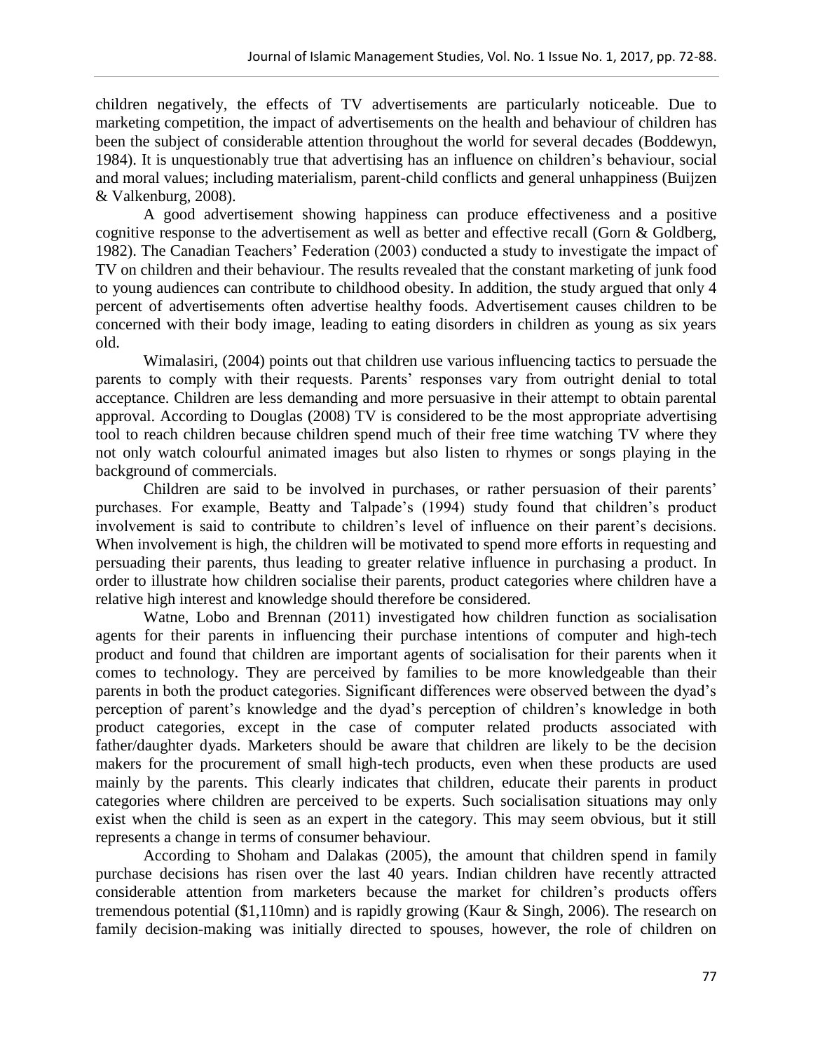children negatively, the effects of TV advertisements are particularly noticeable. Due to marketing competition, the impact of advertisements on the health and behaviour of children has been the subject of considerable attention throughout the world for several decades (Boddewyn, 1984). It is unquestionably true that advertising has an influence on children's behaviour, social and moral values; including materialism, parent-child conflicts and general unhappiness (Buijzen & Valkenburg, 2008).

A good advertisement showing happiness can produce effectiveness and a positive cognitive response to the advertisement as well as better and effective recall (Gorn & Goldberg, 1982). The Canadian Teachers' Federation (2003) conducted a study to investigate the impact of TV on children and their behaviour. The results revealed that the constant marketing of junk food to young audiences can contribute to childhood obesity. In addition, the study argued that only 4 percent of advertisements often advertise healthy foods. Advertisement causes children to be concerned with their body image, leading to eating disorders in children as young as six years old.

Wimalasiri, (2004) points out that children use various influencing tactics to persuade the parents to comply with their requests. Parents' responses vary from outright denial to total acceptance. Children are less demanding and more persuasive in their attempt to obtain parental approval. According to Douglas (2008) TV is considered to be the most appropriate advertising tool to reach children because children spend much of their free time watching TV where they not only watch colourful animated images but also listen to rhymes or songs playing in the background of commercials.

Children are said to be involved in purchases, or rather persuasion of their parents' purchases. For example, Beatty and Talpade's (1994) study found that children's product involvement is said to contribute to children's level of influence on their parent's decisions. When involvement is high, the children will be motivated to spend more efforts in requesting and persuading their parents, thus leading to greater relative influence in purchasing a product. In order to illustrate how children socialise their parents, product categories where children have a relative high interest and knowledge should therefore be considered.

Watne, Lobo and Brennan (2011) investigated how children function as socialisation agents for their parents in influencing their purchase intentions of computer and high-tech product and found that children are important agents of socialisation for their parents when it comes to technology. They are perceived by families to be more knowledgeable than their parents in both the product categories. Significant differences were observed between the dyad's perception of parent's knowledge and the dyad's perception of children's knowledge in both product categories, except in the case of computer related products associated with father/daughter dyads. Marketers should be aware that children are likely to be the decision makers for the procurement of small high-tech products, even when these products are used mainly by the parents. This clearly indicates that children, educate their parents in product categories where children are perceived to be experts. Such socialisation situations may only exist when the child is seen as an expert in the category. This may seem obvious, but it still represents a change in terms of consumer behaviour.

According to Shoham and Dalakas (2005), the amount that children spend in family purchase decisions has risen over the last 40 years. Indian children have recently attracted considerable attention from marketers because the market for children's products offers tremendous potential ($1,110mn) and is rapidly growing (Kaur & Singh, 2006). The research on family decision-making was initially directed to spouses, however, the role of children on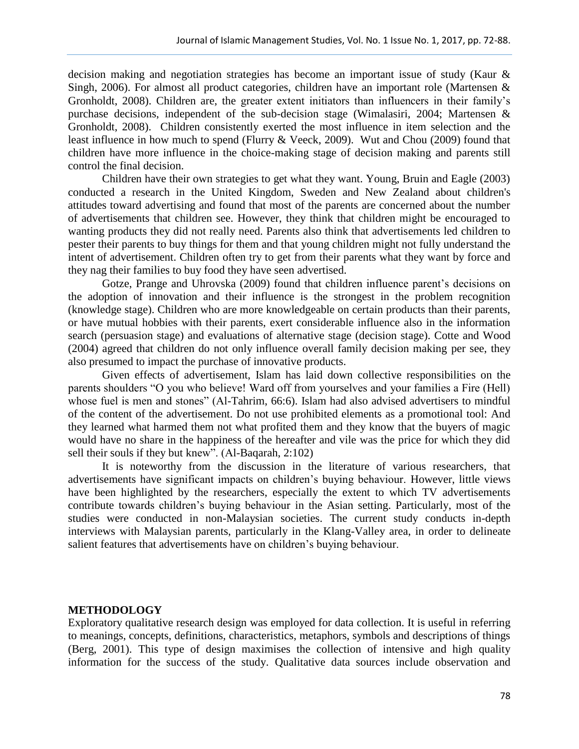decision making and negotiation strategies has become an important issue of study (Kaur & Singh, 2006). For almost all product categories, children have an important role (Martensen & Gronholdt, 2008). Children are, the greater extent initiators than influencers in their family's purchase decisions, independent of the sub-decision stage (Wimalasiri, 2004; Martensen & Gronholdt, 2008). Children consistently exerted the most influence in item selection and the least influence in how much to spend (Flurry & Veeck, 2009). Wut and Chou (2009) found that children have more influence in the choice-making stage of decision making and parents still control the final decision.

Children have their own strategies to get what they want. Young, Bruin and Eagle (2003) conducted a research in the United Kingdom, Sweden and New Zealand about children's attitudes toward advertising and found that most of the parents are concerned about the number of advertisements that children see. However, they think that children might be encouraged to wanting products they did not really need. Parents also think that advertisements led children to pester their parents to buy things for them and that young children might not fully understand the intent of advertisement. Children often try to get from their parents what they want by force and they nag their families to buy food they have seen advertised.

Gotze, Prange and Uhrovska (2009) found that children influence parent's decisions on the adoption of innovation and their influence is the strongest in the problem recognition (knowledge stage). Children who are more knowledgeable on certain products than their parents, or have mutual hobbies with their parents, exert considerable influence also in the information search (persuasion stage) and evaluations of alternative stage (decision stage). Cotte and Wood (2004) agreed that children do not only influence overall family decision making per see, they also presumed to impact the purchase of innovative products.

Given effects of advertisement, Islam has laid down collective responsibilities on the parents shoulders "O you who believe! Ward off from yourselves and your families a Fire (Hell) whose fuel is men and stones" (Al-Tahrim, 66:6). Islam had also advised advertisers to mindful of the content of the advertisement. Do not use prohibited elements as a promotional tool: And they learned what harmed them not what profited them and they know that the buyers of magic would have no share in the happiness of the hereafter and vile was the price for which they did sell their souls if they but knew". (Al-Baqarah, 2:102)

It is noteworthy from the discussion in the literature of various researchers, that advertisements have significant impacts on children's buying behaviour. However, little views have been highlighted by the researchers, especially the extent to which TV advertisements contribute towards children's buying behaviour in the Asian setting. Particularly, most of the studies were conducted in non-Malaysian societies. The current study conducts in-depth interviews with Malaysian parents, particularly in the Klang-Valley area, in order to delineate salient features that advertisements have on children's buying behaviour.

## METHODOLOGY

Exploratory qualitative research design was employed for data collection. It is useful in referring to meanings, concepts, definitions, characteristics, metaphors, symbols and descriptions of things (Berg, 2001). This type of design maximises the collection of intensive and high quality information for the success of the study. Qualitative data sources include observation and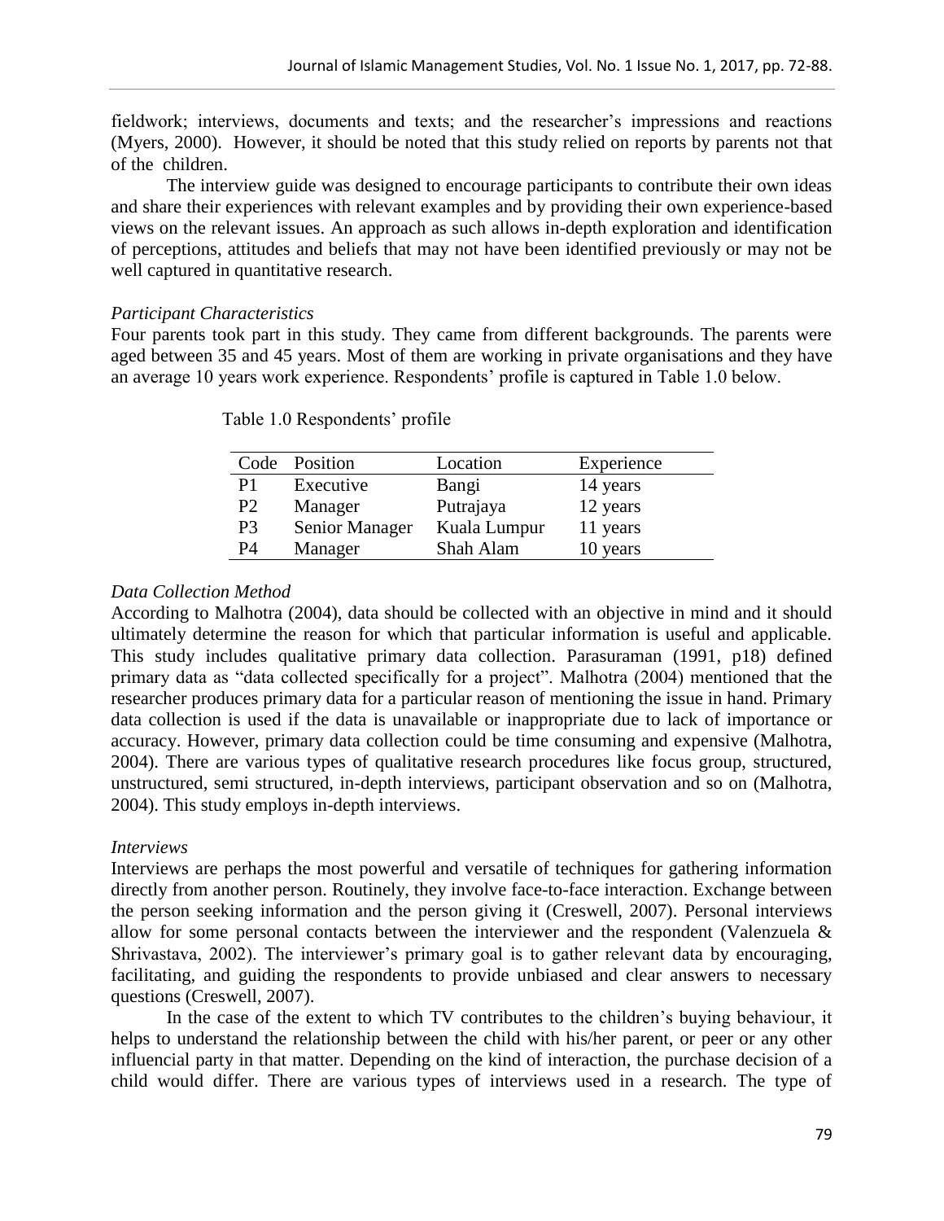fieldwork; interviews, documents and texts; and the researcher's impressions and reactions (Myers, 2000). However, it should be noted that this study relied on reports by parents not that of the children.

The interview guide was designed to encourage participants to contribute their own ideas and share their experiences with relevant examples and by providing their own experience-based views on the relevant issues. An approach as such allows in-depth exploration and identification of perceptions, attitudes and beliefs that may not have been identified previously or may not be well captured in quantitative research.

*Participant Characteristics*

Four parents took part in this study. They came from different backgrounds. The parents were aged between 35 and 45 years. Most of them are working in private organisations and they have an average 10 years work experience. Respondents' profile is captured in Table 1.0 below.

Table 1.0 Respondents' profile

| Code | Position | Location | Experience |
|---|---|---|---|
| P1 | Executive | Bangi | 14 years |
| P2 | Manager | Putrajaya | 12 years |
| P3 | Senior Manager | Kuala Lumpur | 11 years |
| P4 | Manager | Shah Alam | 10 years |

*Data Collection Method*

According to Malhotra (2004), data should be collected with an objective in mind and it should ultimately determine the reason for which that particular information is useful and applicable. This study includes qualitative primary data collection. Parasuraman (1991, p18) defined primary data as "data collected specifically for a project". Malhotra (2004) mentioned that the researcher produces primary data for a particular reason of mentioning the issue in hand. Primary data collection is used if the data is unavailable or inappropriate due to lack of importance or accuracy. However, primary data collection could be time consuming and expensive (Malhotra, 2004). There are various types of qualitative research procedures like focus group, structured, unstructured, semi structured, in-depth interviews, participant observation and so on (Malhotra, 2004). This study employs in-depth interviews.

*Interviews*

Interviews are perhaps the most powerful and versatile of techniques for gathering information directly from another person. Routinely, they involve face-to-face interaction. Exchange between the person seeking information and the person giving it (Creswell, 2007). Personal interviews allow for some personal contacts between the interviewer and the respondent (Valenzuela & Shrivastava, 2002). The interviewer's primary goal is to gather relevant data by encouraging, facilitating, and guiding the respondents to provide unbiased and clear answers to necessary questions (Creswell, 2007).

In the case of the extent to which TV contributes to the children's buying behaviour, it helps to understand the relationship between the child with his/her parent, or peer or any other influencial party in that matter. Depending on the kind of interaction, the purchase decision of a child would differ. There are various types of interviews used in a research. The type of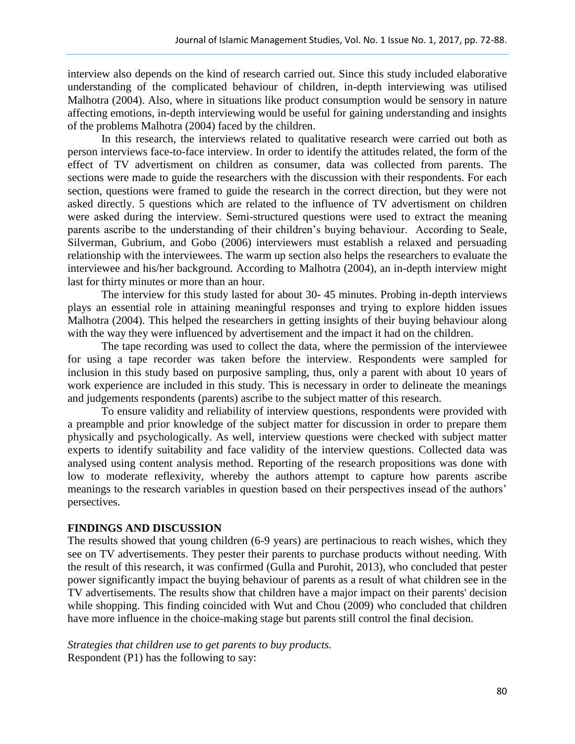interview also depends on the kind of research carried out. Since this study included elaborative understanding of the complicated behaviour of children, in-depth interviewing was utilised Malhotra (2004). Also, where in situations like product consumption would be sensory in nature affecting emotions, in-depth interviewing would be useful for gaining understanding and insights of the problems Malhotra (2004) faced by the children.

In this research, the interviews related to qualitative research were carried out both as person interviews face-to-face interview. In order to identify the attitudes related, the form of the effect of TV advertisment on children as consumer, data was collected from parents. The sections were made to guide the researchers with the discussion with their respondents. For each section, questions were framed to guide the research in the correct direction, but they were not asked directly. 5 questions which are related to the influence of TV advertisment on children were asked during the interview. Semi-structured questions were used to extract the meaning parents ascribe to the understanding of their children's buying behaviour. According to Seale, Silverman, Gubrium, and Gobo (2006) interviewers must establish a relaxed and persuading relationship with the interviewees. The warm up section also helps the researchers to evaluate the interviewee and his/her background. According to Malhotra (2004), an in-depth interview might last for thirty minutes or more than an hour.

The interview for this study lasted for about 30- 45 minutes. Probing in-depth interviews plays an essential role in attaining meaningful responses and trying to explore hidden issues Malhotra (2004). This helped the researchers in getting insights of their buying behaviour along with the way they were influenced by advertisement and the impact it had on the children.

The tape recording was used to collect the data, where the permission of the interviewee for using a tape recorder was taken before the interview. Respondents were sampled for inclusion in this study based on purposive sampling, thus, only a parent with about 10 years of work experience are included in this study. This is necessary in order to delineate the meanings and judgements respondents (parents) ascribe to the subject matter of this research.

To ensure validity and reliability of interview questions, respondents were provided with a preampble and prior knowledge of the subject matter for discussion in order to prepare them physically and psychologically. As well, interview questions were checked with subject matter experts to identify suitability and face validity of the interview questions. Collected data was analysed using content analysis method. Reporting of the research propositions was done with low to moderate reflexivity, whereby the authors attempt to capture how parents ascribe meanings to the research variables in question based on their perspectives insead of the authors' persectives.

## FINDINGS AND DISCUSSION

The results showed that young children (6-9 years) are pertinacious to reach wishes, which they see on TV advertisements. They pester their parents to purchase products without needing. With the result of this research, it was confirmed (Gulla and Purohit, 2013), who concluded that pester power significantly impact the buying behaviour of parents as a result of what children see in the TV advertisements. The results show that children have a major impact on their parents' decision while shopping. This finding coincided with Wut and Chou (2009) who concluded that children have more influence in the choice-making stage but parents still control the final decision.

*Strategies that children use to get parents to buy products.*

Respondent (P1) has the following to say: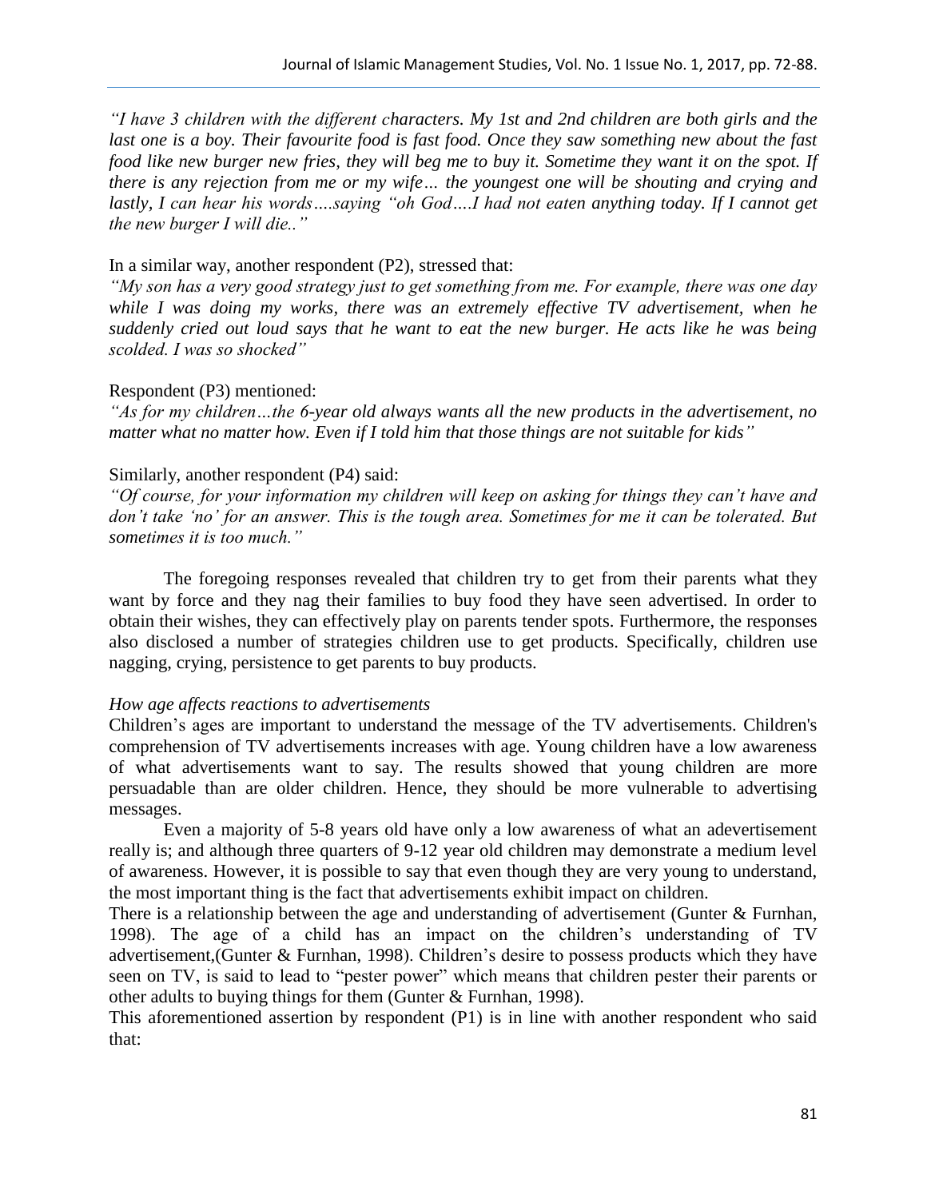*"I have 3 children with the different characters. My 1st and 2nd children are both girls and the last one is a boy. Their favourite food is fast food. Once they saw something new about the fast food like new burger new fries, they will beg me to buy it. Sometime they want it on the spot. If there is any rejection from me or my wife… the youngest one will be shouting and crying and lastly, I can hear his words….saying "oh God….I had not eaten anything today. If I cannot get the new burger I will die.."*

In a similar way, another respondent (P2), stressed that:

*"My son has a very good strategy just to get something from me. For example, there was one day while I was doing my works, there was an extremely effective TV advertisement, when he suddenly cried out loud says that he want to eat the new burger. He acts like he was being scolded. I was so shocked"*

Respondent (P3) mentioned:

*"As for my children…the 6-year old always wants all the new products in the advertisement, no matter what no matter how. Even if I told him that those things are not suitable for kids"*

Similarly, another respondent (P4) said:

*"Of course, for your information my children will keep on asking for things they can't have and don't take 'no' for an answer. This is the tough area. Sometimes for me it can be tolerated. But sometimes it is too much."*

The foregoing responses revealed that children try to get from their parents what they want by force and they nag their families to buy food they have seen advertised. In order to obtain their wishes, they can effectively play on parents tender spots. Furthermore, the responses also disclosed a number of strategies children use to get products. Specifically, children use nagging, crying, persistence to get parents to buy products.

*How age affects reactions to advertisements*

Children's ages are important to understand the message of the TV advertisements. Children's comprehension of TV advertisements increases with age. Young children have a low awareness of what advertisements want to say. The results showed that young children are more persuadable than are older children. Hence, they should be more vulnerable to advertising messages.

Even a majority of 5-8 years old have only a low awareness of what an adevertisement really is; and although three quarters of 9-12 year old children may demonstrate a medium level of awareness. However, it is possible to say that even though they are very young to understand, the most important thing is the fact that advertisements exhibit impact on children.

There is a relationship between the age and understanding of advertisement (Gunter & Furnhan, 1998). The age of a child has an impact on the children's understanding of TV advertisement,(Gunter & Furnhan, 1998). Children's desire to possess products which they have seen on TV, is said to lead to "pester power" which means that children pester their parents or other adults to buying things for them (Gunter & Furnhan, 1998).

This aforementioned assertion by respondent (P1) is in line with another respondent who said that: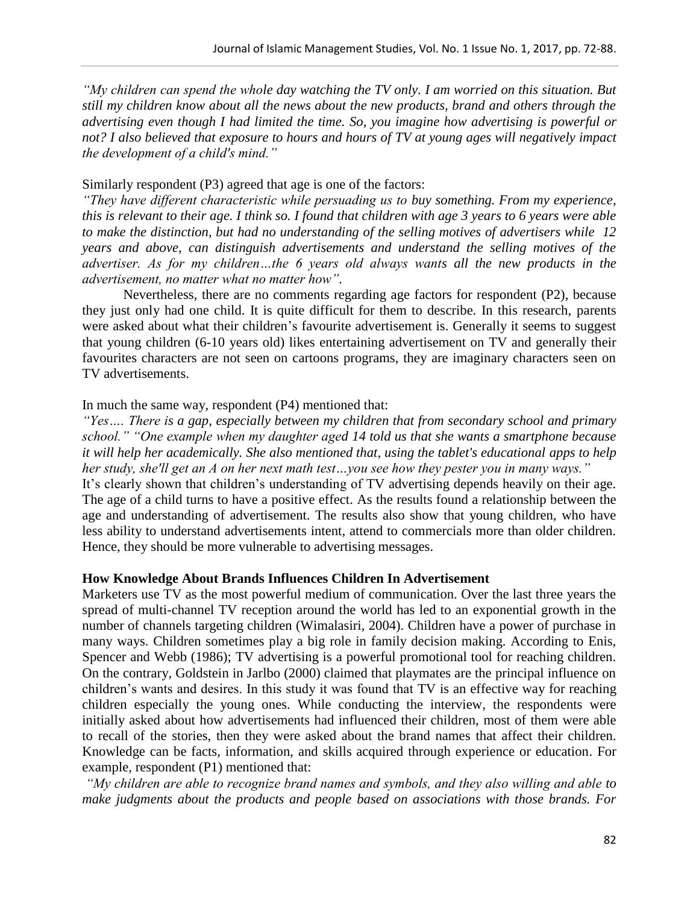*"My children can spend the whole day watching the TV only. I am worried on this situation. But still my children know about all the news about the new products, brand and others through the advertising even though I had limited the time. So, you imagine how advertising is powerful or not? I also believed that exposure to hours and hours of TV at young ages will negatively impact the development of a child's mind."*

Similarly respondent (P3) agreed that age is one of the factors:

*"They have different characteristic while persuading us to buy something. From my experience, this is relevant to their age. I think so. I found that children with age 3 years to 6 years were able to make the distinction, but had no understanding of the selling motives of advertisers while 12 years and above, can distinguish advertisements and understand the selling motives of the advertiser. As for my children…the 6 years old always wants all the new products in the advertisement, no matter what no matter how".*

Nevertheless, there are no comments regarding age factors for respondent (P2), because they just only had one child. It is quite difficult for them to describe. In this research, parents were asked about what their children's favourite advertisement is. Generally it seems to suggest that young children (6-10 years old) likes entertaining advertisement on TV and generally their favourites characters are not seen on cartoons programs, they are imaginary characters seen on TV advertisements.

In much the same way, respondent (P4) mentioned that:

*"Yes…. There is a gap, especially between my children that from secondary school and primary school." "One example when my daughter aged 14 told us that she wants a smartphone because it will help her academically. She also mentioned that, using the tablet's educational apps to help her study, she'll get an A on her next math test…you see how they pester you in many ways."*

It's clearly shown that children's understanding of TV advertising depends heavily on their age. The age of a child turns to have a positive effect. As the results found a relationship between the age and understanding of advertisement. The results also show that young children, who have less ability to understand advertisements intent, attend to commercials more than older children. Hence, they should be more vulnerable to advertising messages.

**How Knowledge About Brands Influences Children In Advertisement**

Marketers use TV as the most powerful medium of communication. Over the last three years the spread of multi-channel TV reception around the world has led to an exponential growth in the number of channels targeting children (Wimalasiri, 2004). Children have a power of purchase in many ways. Children sometimes play a big role in family decision making. According to Enis, Spencer and Webb (1986); TV advertising is a powerful promotional tool for reaching children. On the contrary, Goldstein in Jarlbo (2000) claimed that playmates are the principal influence on children's wants and desires. In this study it was found that TV is an effective way for reaching children especially the young ones. While conducting the interview, the respondents were initially asked about how advertisements had influenced their children, most of them were able to recall of the stories, then they were asked about the brand names that affect their children. Knowledge can be facts, information, and skills acquired through experience or education. For example, respondent (P1) mentioned that:

*"My children are able to recognize brand names and symbols, and they also willing and able to make judgments about the products and people based on associations with those brands. For*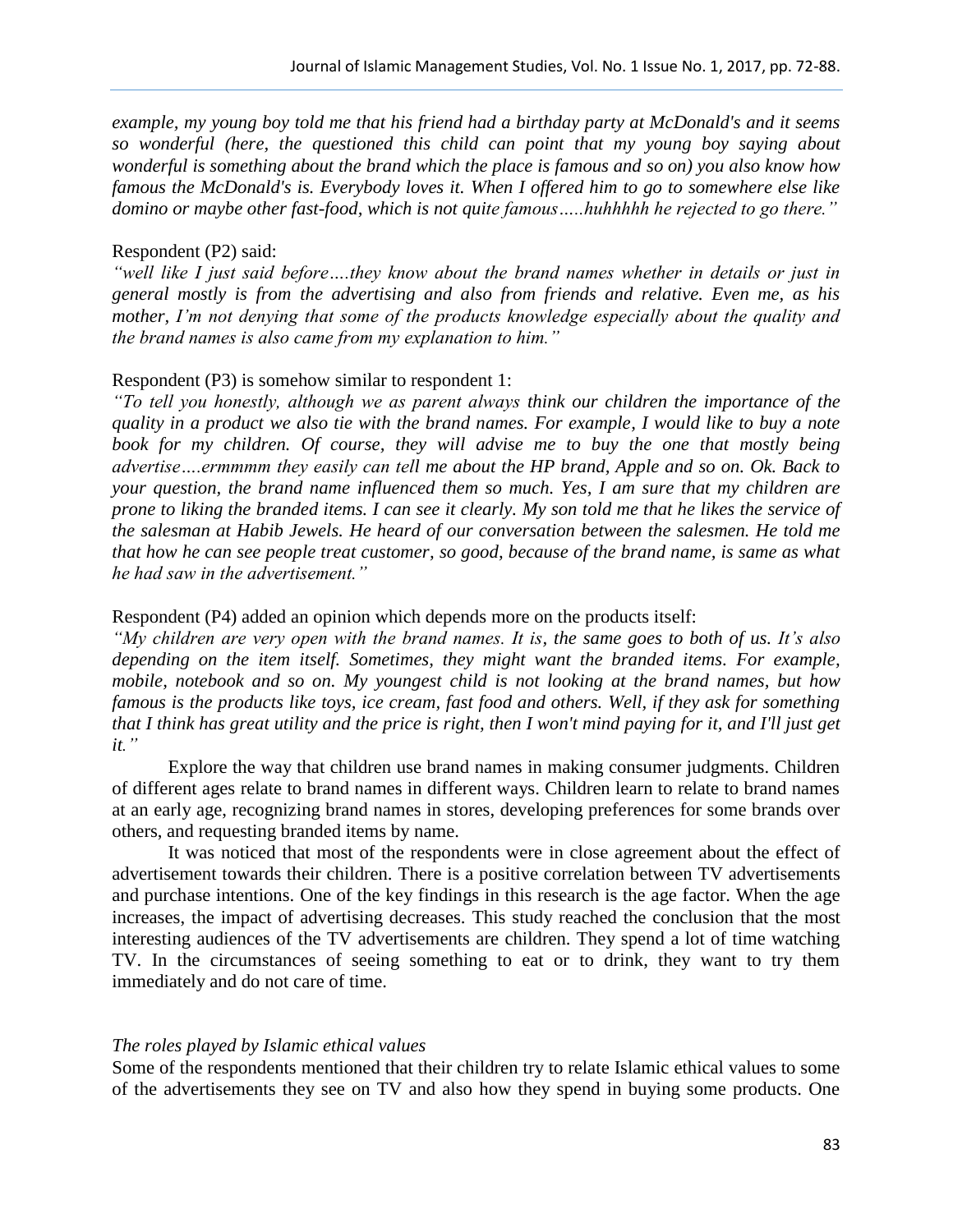*example, my young boy told me that his friend had a birthday party at McDonald's and it seems so wonderful (here, the questioned this child can point that my young boy saying about wonderful is something about the brand which the place is famous and so on) you also know how famous the McDonald's is. Everybody loves it. When I offered him to go to somewhere else like domino or maybe other fast-food, which is not quite famous…..huhhhhh he rejected to go there."*

Respondent (P2) said:

*"well like I just said before….they know about the brand names whether in details or just in general mostly is from the advertising and also from friends and relative. Even me, as his mother, I'm not denying that some of the products knowledge especially about the quality and the brand names is also came from my explanation to him."*

Respondent (P3) is somehow similar to respondent 1:

*"To tell you honestly, although we as parent always think our children the importance of the quality in a product we also tie with the brand names. For example, I would like to buy a note book for my children. Of course, they will advise me to buy the one that mostly being advertise….ermmmm they easily can tell me about the HP brand, Apple and so on. Ok. Back to your question, the brand name influenced them so much. Yes, I am sure that my children are prone to liking the branded items. I can see it clearly. My son told me that he likes the service of the salesman at Habib Jewels. He heard of our conversation between the salesmen. He told me that how he can see people treat customer, so good, because of the brand name, is same as what he had saw in the advertisement."*

Respondent (P4) added an opinion which depends more on the products itself:

*"My children are very open with the brand names. It is, the same goes to both of us. It's also depending on the item itself. Sometimes, they might want the branded items. For example, mobile, notebook and so on. My youngest child is not looking at the brand names, but how famous is the products like toys, ice cream, fast food and others. Well, if they ask for something that I think has great utility and the price is right, then I won't mind paying for it, and I'll just get it."*

Explore the way that children use brand names in making consumer judgments. Children of different ages relate to brand names in different ways. Children learn to relate to brand names at an early age, recognizing brand names in stores, developing preferences for some brands over others, and requesting branded items by name.

It was noticed that most of the respondents were in close agreement about the effect of advertisement towards their children. There is a positive correlation between TV advertisements and purchase intentions. One of the key findings in this research is the age factor. When the age increases, the impact of advertising decreases. This study reached the conclusion that the most interesting audiences of the TV advertisements are children. They spend a lot of time watching TV. In the circumstances of seeing something to eat or to drink, they want to try them immediately and do not care of time.

*The roles played by Islamic ethical values*

Some of the respondents mentioned that their children try to relate Islamic ethical values to some of the advertisements they see on TV and also how they spend in buying some products. One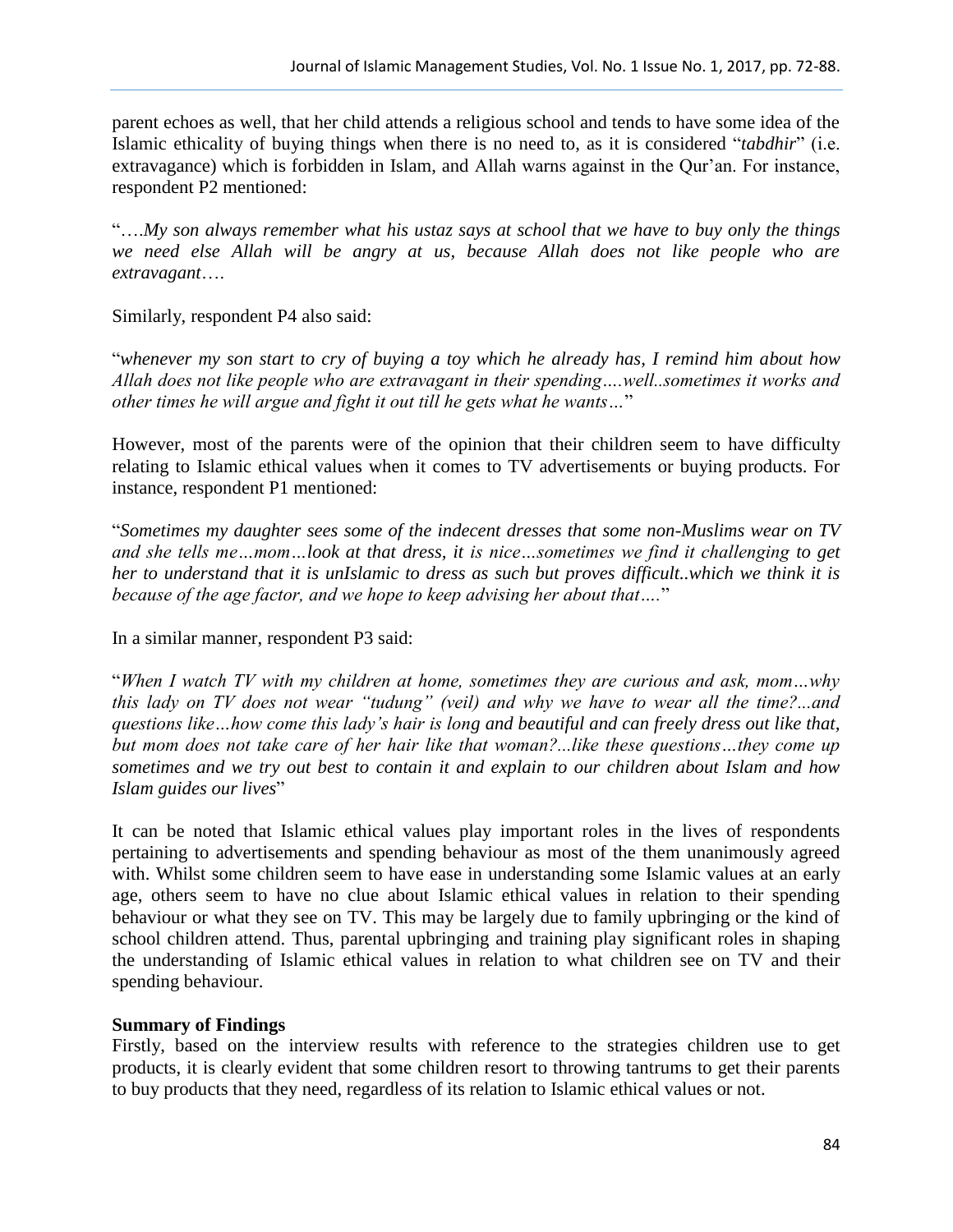parent echoes as well, that her child attends a religious school and tends to have some idea of the Islamic ethicality of buying things when there is no need to, as it is considered "*tabdhir*" (i.e. extravagance) which is forbidden in Islam, and Allah warns against in the Qur'an. For instance, respondent P2 mentioned:

"*….My son always remember what his ustaz says at school that we have to buy only the things we need else Allah will be angry at us, because Allah does not like people who are extravagant….*

Similarly, respondent P4 also said:

"*whenever my son start to cry of buying a toy which he already has, I remind him about how Allah does not like people who are extravagant in their spending….well..sometimes it works and other times he will argue and fight it out till he gets what he wants…*"

However, most of the parents were of the opinion that their children seem to have difficulty relating to Islamic ethical values when it comes to TV advertisements or buying products. For instance, respondent P1 mentioned:

"*Sometimes my daughter sees some of the indecent dresses that some non-Muslims wear on TV and she tells me…mom…look at that dress, it is nice…sometimes we find it challenging to get her to understand that it is unIslamic to dress as such but proves difficult..which we think it is because of the age factor, and we hope to keep advising her about that….*"

In a similar manner, respondent P3 said:

"*When I watch TV with my children at home, sometimes they are curious and ask, mom…why this lady on TV does not wear "tudung" (veil) and why we have to wear all the time?...and questions like…how come this lady's hair is long and beautiful and can freely dress out like that, but mom does not take care of her hair like that woman?...like these questions…they come up sometimes and we try out best to contain it and explain to our children about Islam and how Islam guides our lives*"

It can be noted that Islamic ethical values play important roles in the lives of respondents pertaining to advertisements and spending behaviour as most of the them unanimously agreed with. Whilst some children seem to have ease in understanding some Islamic values at an early age, others seem to have no clue about Islamic ethical values in relation to their spending behaviour or what they see on TV. This may be largely due to family upbringing or the kind of school children attend. Thus, parental upbringing and training play significant roles in shaping the understanding of Islamic ethical values in relation to what children see on TV and their spending behaviour.

**Summary of Findings**

Firstly, based on the interview results with reference to the strategies children use to get products, it is clearly evident that some children resort to throwing tantrums to get their parents to buy products that they need, regardless of its relation to Islamic ethical values or not.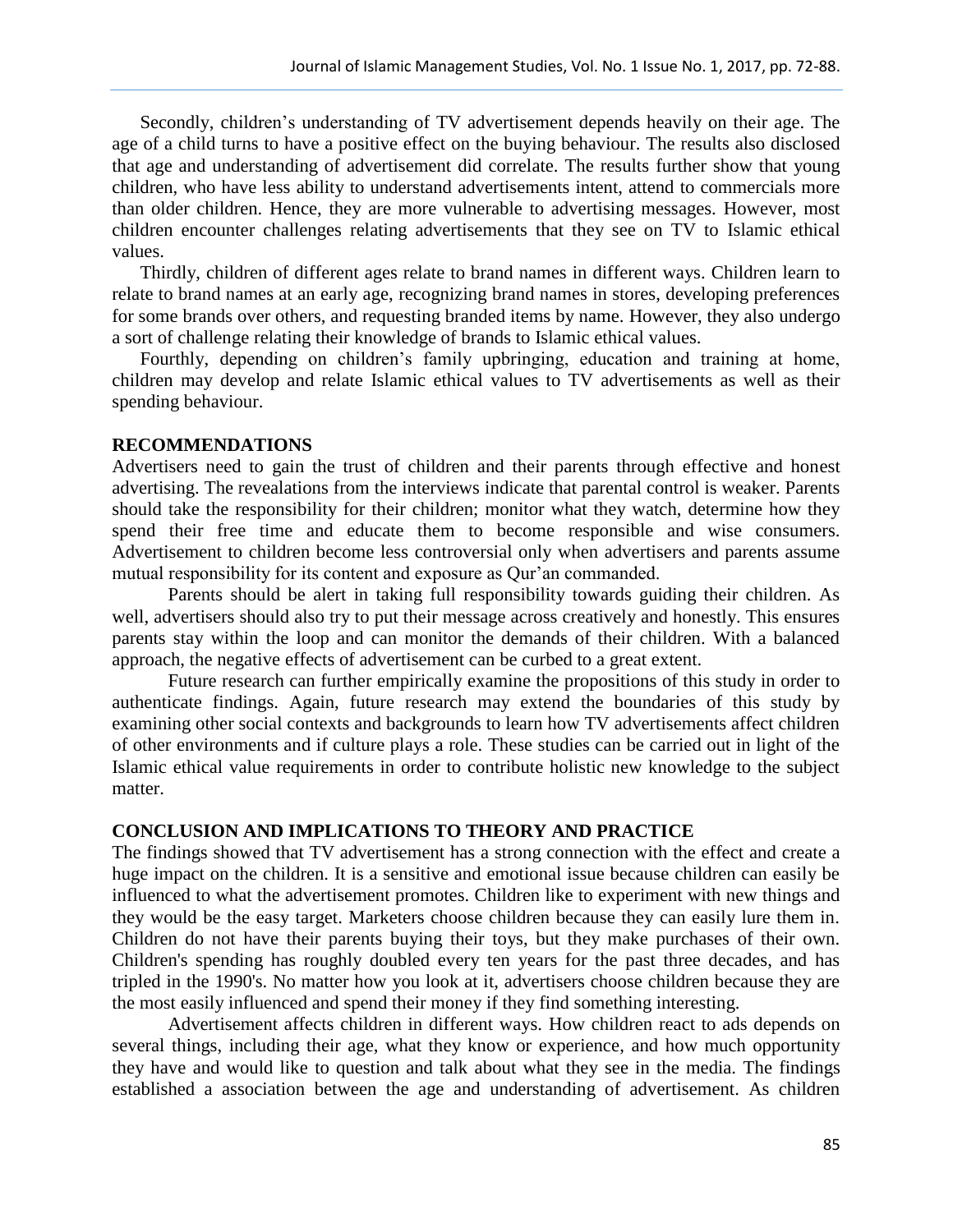Secondly, children's understanding of TV advertisement depends heavily on their age. The age of a child turns to have a positive effect on the buying behaviour. The results also disclosed that age and understanding of advertisement did correlate. The results further show that young children, who have less ability to understand advertisements intent, attend to commercials more than older children. Hence, they are more vulnerable to advertising messages. However, most children encounter challenges relating advertisements that they see on TV to Islamic ethical values.

Thirdly, children of different ages relate to brand names in different ways. Children learn to relate to brand names at an early age, recognizing brand names in stores, developing preferences for some brands over others, and requesting branded items by name. However, they also undergo a sort of challenge relating their knowledge of brands to Islamic ethical values.

Fourthly, depending on children's family upbringing, education and training at home, children may develop and relate Islamic ethical values to TV advertisements as well as their spending behaviour.

## RECOMMENDATIONS

Advertisers need to gain the trust of children and their parents through effective and honest advertising. The revealations from the interviews indicate that parental control is weaker. Parents should take the responsibility for their children; monitor what they watch, determine how they spend their free time and educate them to become responsible and wise consumers. Advertisement to children become less controversial only when advertisers and parents assume mutual responsibility for its content and exposure as Qur'an commanded.

Parents should be alert in taking full responsibility towards guiding their children. As well, advertisers should also try to put their message across creatively and honestly. This ensures parents stay within the loop and can monitor the demands of their children. With a balanced approach, the negative effects of advertisement can be curbed to a great extent.

Future research can further empirically examine the propositions of this study in order to authenticate findings. Again, future research may extend the boundaries of this study by examining other social contexts and backgrounds to learn how TV advertisements affect children of other environments and if culture plays a role. These studies can be carried out in light of the Islamic ethical value requirements in order to contribute holistic new knowledge to the subject matter.

## CONCLUSION AND IMPLICATIONS TO THEORY AND PRACTICE

The findings showed that TV advertisement has a strong connection with the effect and create a huge impact on the children. It is a sensitive and emotional issue because children can easily be influenced to what the advertisement promotes. Children like to experiment with new things and they would be the easy target. Marketers choose children because they can easily lure them in. Children do not have their parents buying their toys, but they make purchases of their own. Children's spending has roughly doubled every ten years for the past three decades, and has tripled in the 1990's. No matter how you look at it, advertisers choose children because they are the most easily influenced and spend their money if they find something interesting.

Advertisement affects children in different ways. How children react to ads depends on several things, including their age, what they know or experience, and how much opportunity they have and would like to question and talk about what they see in the media. The findings established a association between the age and understanding of advertisement. As children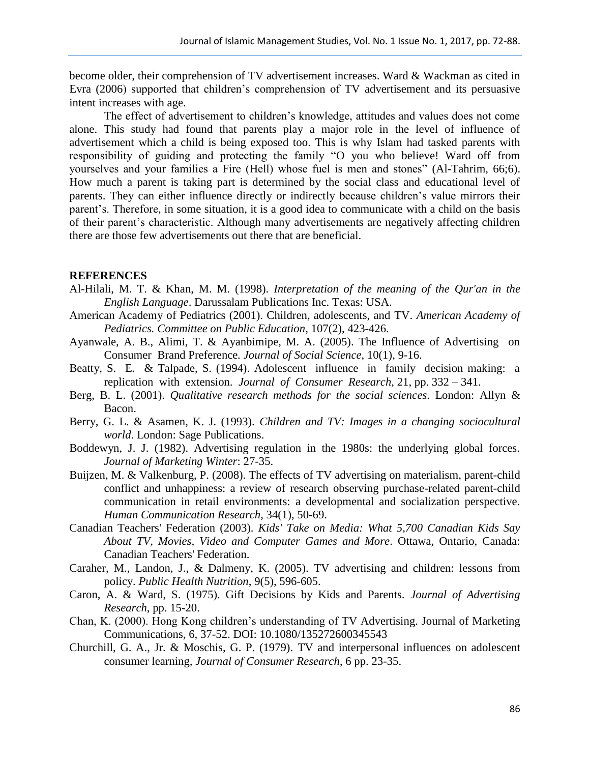become older, their comprehension of TV advertisement increases. Ward & Wackman as cited in Evra (2006) supported that children's comprehension of TV advertisement and its persuasive intent increases with age.

The effect of advertisement to children's knowledge, attitudes and values does not come alone. This study had found that parents play a major role in the level of influence of advertisement which a child is being exposed too. This is why Islam had tasked parents with responsibility of guiding and protecting the family "O you who believe! Ward off from yourselves and your families a Fire (Hell) whose fuel is men and stones" (Al-Tahrim, 66;6). How much a parent is taking part is determined by the social class and educational level of parents. They can either influence directly or indirectly because children's value mirrors their parent's. Therefore, in some situation, it is a good idea to communicate with a child on the basis of their parent's characteristic. Although many advertisements are negatively affecting children there are those few advertisements out there that are beneficial.

**REFERENCES**

Al-Hilali, M. T. & Khan, M. M. (1998). *Interpretation of the meaning of the Qur'an in the English Language*. Darussalam Publications Inc. Texas: USA.

American Academy of Pediatrics (2001). Children, adolescents, and TV. *American Academy of Pediatrics. Committee on Public Education*, 107(2), 423-426.

Ayanwale, A. B., Alimi, T. & Ayanbimipe, M. A. (2005). The Influence of Advertising on Consumer Brand Preference. *Journal of Social Science*, 10(1), 9-16.

Beatty, S. E. & Talpade, S. (1994). Adolescent influence in family decision making: a replication with extension. *Journal of Consumer Research*, 21, pp. 332 – 341.

Berg, B. L. (2001). *Qualitative research methods for the social sciences*. London: Allyn & Bacon.

Berry, G. L. & Asamen, K. J. (1993). *Children and TV: Images in a changing sociocultural world*. London: Sage Publications.

Boddewyn, J. J. (1982). Advertising regulation in the 1980s: the underlying global forces. *Journal of Marketing Winter*: 27-35.

Buijzen, M. & Valkenburg, P. (2008). The effects of TV advertising on materialism, parent-child conflict and unhappiness: a review of research observing purchase-related parent-child communication in retail environments: a developmental and socialization perspective. *Human Communication Research*, 34(1), 50-69.

Canadian Teachers' Federation (2003). *Kids' Take on Media: What 5,700 Canadian Kids Say About TV, Movies, Video and Computer Games and More*. Ottawa, Ontario, Canada: Canadian Teachers' Federation.

Caraher, M., Landon, J., & Dalmeny, K. (2005). TV advertising and children: lessons from policy. *Public Health Nutrition*, 9(5), 596-605.

Caron, A. & Ward, S. (1975). Gift Decisions by Kids and Parents. *Journal of Advertising Research*, pp. 15-20.

Chan, K. (2000). Hong Kong children's understanding of TV Advertising. Journal of Marketing Communications, 6, 37-52. DOI: 10.1080/135272600345543

Churchill, G. A., Jr. & Moschis, G. P. (1979). TV and interpersonal influences on adolescent consumer learning, *Journal of Consumer Research*, 6 pp. 23-35.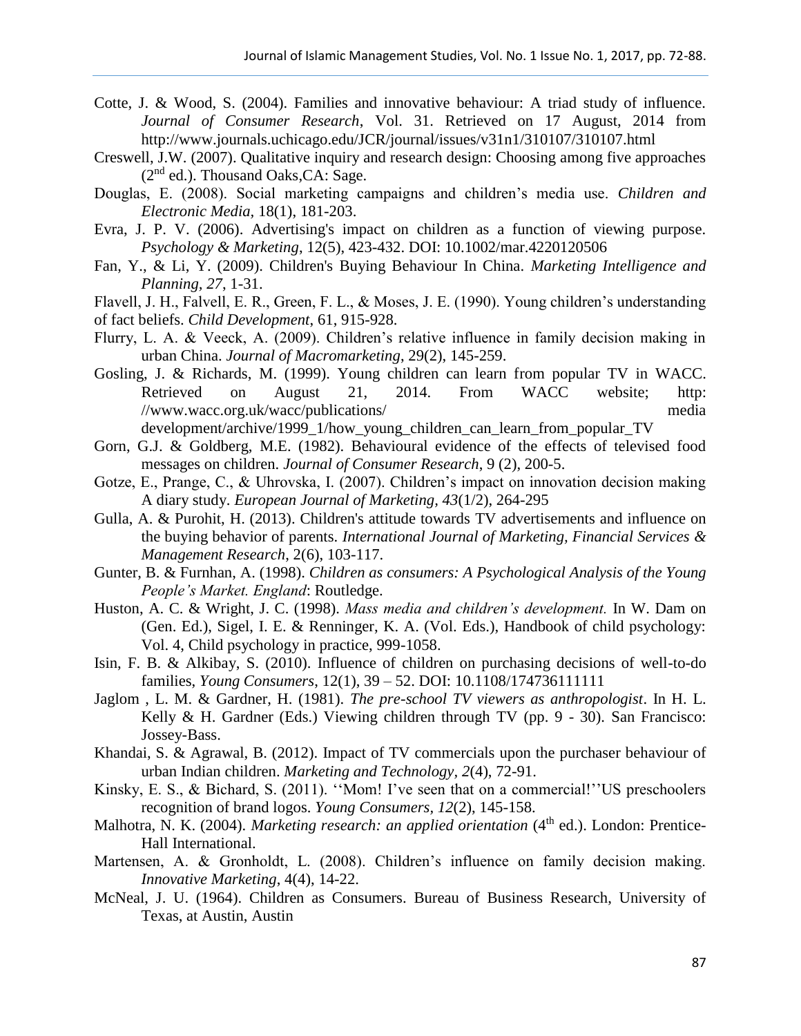Cotte, J. & Wood, S. (2004). Families and innovative behaviour: A triad study of influence. *Journal of Consumer Research*, Vol. 31. Retrieved on 17 August, 2014 from http://www.journals.uchicago.edu/JCR/journal/issues/v31n1/310107/310107.html

Creswell, J.W. (2007). Qualitative inquiry and research design: Choosing among five approaches (2nd ed.). Thousand Oaks,CA: Sage.

Douglas, E. (2008). Social marketing campaigns and children's media use. *Children and Electronic Media*, 18(1), 181-203.

Evra, J. P. V. (2006). Advertising's impact on children as a function of viewing purpose. *Psychology & Marketing*, 12(5), 423-432. DOI: 10.1002/mar.4220120506

Fan, Y., & Li, Y. (2009). Children's Buying Behaviour In China. *Marketing Intelligence and Planning, 27*, 1-31.

Flavell, J. H., Falvell, E. R., Green, F. L., & Moses, J. E. (1990). Young children's understanding of fact beliefs. *Child Development*, 61, 915-928.

Flurry, L. A. & Veeck, A. (2009). Children's relative influence in family decision making in urban China. *Journal of Macromarketing*, 29(2), 145-259.

Gosling, J. & Richards, M. (1999). Young children can learn from popular TV in WACC. Retrieved on August 21, 2014. From WACC website; http: //www.wacc.org.uk/wacc/publications/ media development/archive/1999_1/how_young_children_can_learn_from_popular_TV

Gorn, G.J. & Goldberg, M.E. (1982). Behavioural evidence of the effects of televised food messages on children. *Journal of Consumer Research*, 9 (2), 200-5.

Gotze, E., Prange, C., & Uhrovska, I. (2007). Children's impact on innovation decision making A diary study. *European Journal of Marketing, 43*(1/2), 264-295

Gulla, A. & Purohit, H. (2013). Children's attitude towards TV advertisements and influence on the buying behavior of parents. *International Journal of Marketing, Financial Services & Management Research*, 2(6), 103-117.

Gunter, B. & Furnhan, A. (1998). *Children as consumers: A Psychological Analysis of the Young People's Market. England*: Routledge.

Huston, A. C. & Wright, J. C. (1998). *Mass media and children's development.* In W. Dam on (Gen. Ed.), Sigel, I. E. & Renninger, K. A. (Vol. Eds.), Handbook of child psychology: Vol. 4, Child psychology in practice, 999-1058.

Isin, F. B. & Alkibay, S. (2010). Influence of children on purchasing decisions of well-to-do families, *Young Consumers*, 12(1), 39 – 52. DOI: 10.1108/174736111111

Jaglom , L. M. & Gardner, H. (1981). *The pre-school TV viewers as anthropologist*. In H. L. Kelly & H. Gardner (Eds.) Viewing children through TV (pp. 9 - 30). San Francisco: Jossey-Bass.

Khandai, S. & Agrawal, B. (2012). Impact of TV commercials upon the purchaser behaviour of urban Indian children. *Marketing and Technology, 2*(4), 72-91.

Kinsky, E. S., & Bichard, S. (2011). ''Mom! I've seen that on a commercial!''US preschoolers recognition of brand logos. *Young Consumers, 12*(2), 145-158.

Malhotra, N. K. (2004). *Marketing research: an applied orientation* (4th ed.). London: Prentice-Hall International.

Martensen, A. & Gronholdt, L. (2008). Children's influence on family decision making. *Innovative Marketing*, 4(4), 14-22.

McNeal, J. U. (1964). Children as Consumers. Bureau of Business Research, University of Texas, at Austin, Austin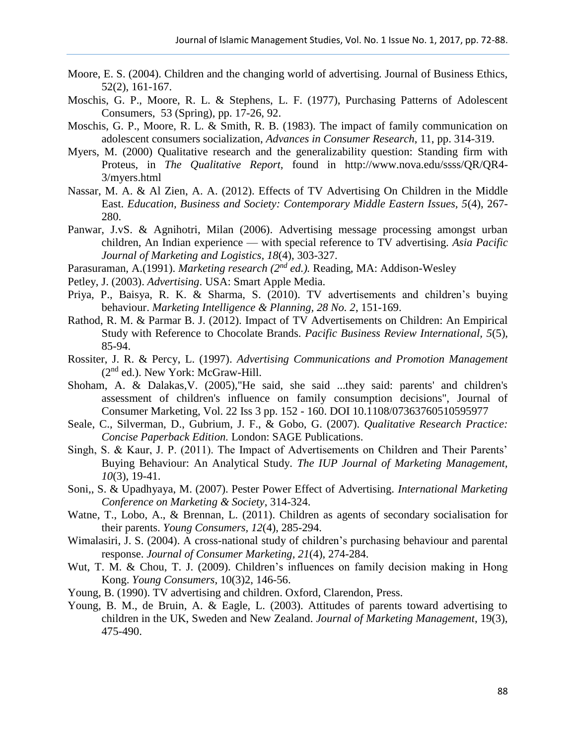Moore, E. S. (2004). Children and the changing world of advertising. Journal of Business Ethics, 52(2), 161-167.

Moschis, G. P., Moore, R. L. & Stephens, L. F. (1977), Purchasing Patterns of Adolescent Consumers, 53 (Spring), pp. 17-26, 92.

Moschis, G. P., Moore, R. L. & Smith, R. B. (1983). The impact of family communication on adolescent consumers socialization, *Advances in Consumer Research*, 11, pp. 314-319.

Myers, M. (2000) Qualitative research and the generalizability question: Standing firm with Proteus, in *The Qualitative Report,* found in http://www.nova.edu/ssss/QR/QR4-3/myers.html

Nassar, M. A. & Al Zien, A. A. (2012). Effects of TV Advertising On Children in the Middle East. *Education, Business and Society: Contemporary Middle Eastern Issues, 5*(4), 267-280.

Panwar, J.vS. & Agnihotri, Milan (2006). Advertising message processing amongst urban children, An Indian experience — with special reference to TV advertising. *Asia Pacific Journal of Marketing and Logistics, 18*(4), 303-327.

Parasuraman, A.(1991). *Marketing research (2nd ed.).* Reading, MA: Addison-Wesley

Petley, J. (2003). *Advertising*. USA: Smart Apple Media.

Priya, P., Baisya, R. K. & Sharma, S. (2010). TV advertisements and children's buying behaviour. *Marketing Intelligence & Planning, 28 No. 2*, 151-169.

Rathod, R. M. & Parmar B. J. (2012). Impact of TV Advertisements on Children: An Empirical Study with Reference to Chocolate Brands. *Pacific Business Review International, 5*(5), 85-94.

Rossiter, J. R. & Percy, L. (1997). *Advertising Communications and Promotion Management* (2nd ed.). New York: McGraw-Hill.

Shoham, A. & Dalakas,V. (2005),"He said, she said ...they said: parents' and children's assessment of children's influence on family consumption decisions", Journal of Consumer Marketing, Vol. 22 Iss 3 pp. 152 - 160. DOI 10.1108/07363760510595977

Seale, C., Silverman, D., Gubrium, J. F., & Gobo, G. (2007). *Qualitative Research Practice: Concise Paperback Edition.* London: SAGE Publications.

Singh, S. & Kaur, J. P. (2011). The Impact of Advertisements on Children and Their Parents' Buying Behaviour: An Analytical Study. *The IUP Journal of Marketing Management, 10*(3), 19-41.

Soni,, S. & Upadhyaya, M. (2007). Pester Power Effect of Advertising. *International Marketing Conference on Marketing & Society*, 314-324.

Watne, T., Lobo, A., & Brennan, L. (2011). Children as agents of secondary socialisation for their parents. *Young Consumers, 12*(4), 285-294.

Wimalasiri, J. S. (2004). A cross-national study of children's purchasing behaviour and parental response. *Journal of Consumer Marketing, 21*(4), 274-284.

Wut, T. M. & Chou, T. J. (2009). Children's influences on family decision making in Hong Kong. *Young Consumers*, 10(3)2, 146-56.

Young, B. (1990). TV advertising and children. Oxford, Clarendon, Press.

Young, B. M., de Bruin, A. & Eagle, L. (2003). Attitudes of parents toward advertising to children in the UK, Sweden and New Zealand. *Journal of Marketing Management*, 19(3), 475-490.